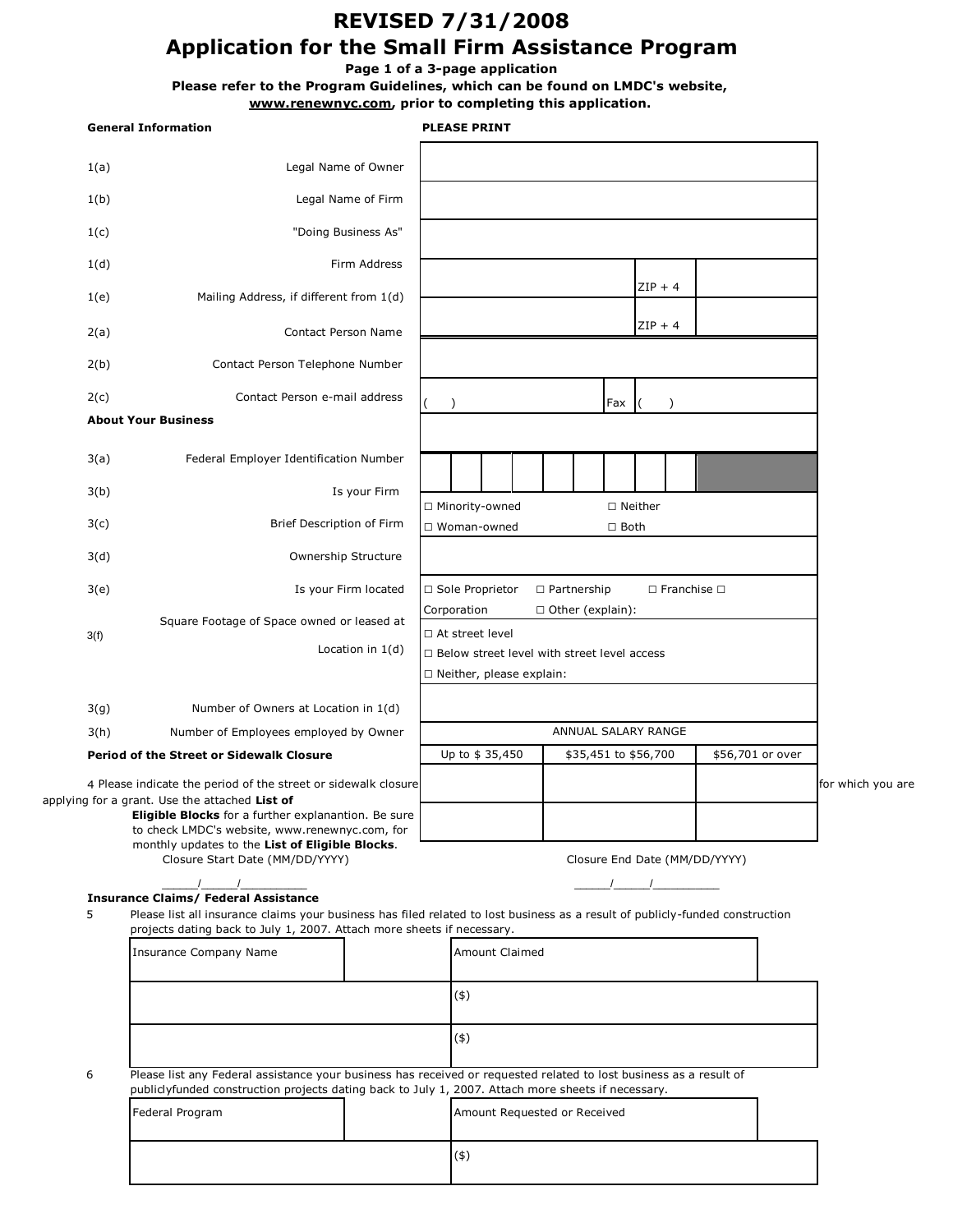# REVISED 7/31/2008

# Application for the Small Firm Assistance Program

**Page 1 of a 3-page application**

**Please refer to the Program Guidelines, which can be found on LMDC's website, www.renewnyc.com, prior to completing this application.**

**General Information** **PLEASE PRINT**

| | | |
|---|---|---|
| 1(a) | Legal Name of Owner | |
| 1(b) | Legal Name of Firm | |
| 1(c) | "Doing Business As" | |
| 1(d) | Firm Address | ZIP + 4 |
| 1(e) | Mailing Address, if different from 1(d) | ZIP + 4 |
| 2(a) | Contact Person Name | |
| 2(b) | Contact Person Telephone Number | ( ) Fax ( ) |
| 2(c) | Contact Person e-mail address | |

**About Your Business**

| | | |
|---|---|---|
| 3(a) | Federal Employer Identification Number | |
| 3(b) | Is your Firm | ☐ Minority-owned ☐ Neither ☐ Woman-owned ☐ Both |
| 3(c) | Brief Description of Firm | |
| 3(d) | Ownership Structure | ☐ Sole Proprietor ☐ Partnership ☐ Franchise ☐ Corporation ☐ Other (explain): |
| 3(e) | Is your Firm located | ☐ At street level ☐ Below street level with street level access ☐ Neither, please explain: |
| 3(f) | Square Footage of Space owned or leased at Location in 1(d) | |
| 3(g) | Number of Owners at Location in 1(d) | |
| 3(h) | Number of Employees employed by Owner | |

| ANNUAL SALARY RANGE | | |
|---|---|---|
| Up to $ 35,450 | $35,451 to $56,700 | $56,701 or over |
| | | |
| | | |

**Period of the Street or Sidewalk Closure**

4 Please indicate the period of the street or sidewalk closure for which you are applying for a grant. Use the attached **List of Eligible Blocks** for a further explanantion. Be sure to check LMDC's website, www.renewnyc.com, for monthly updates to the **List of Eligible Blocks**.

Closure Start Date (MM/DD/YYYY) _____/_____/_________

Closure End Date (MM/DD/YYYY) _____/_____/_________

**Insurance Claims/ Federal Assistance**

5 Please list all insurance claims your business has filed related to lost business as a result of publicly-funded construction projects dating back to July 1, 2007. Attach more sheets if necessary.

| Insurance Company Name | Amount Claimed |
|---|---|
| | ($) |
| | ($) |

6 Please list any Federal assistance your business has received or requested related to lost business as a result of publiclyfunded construction projects dating back to July 1, 2007. Attach more sheets if necessary.

| Federal Program | Amount Requested or Received |
|---|---|
| | ($) |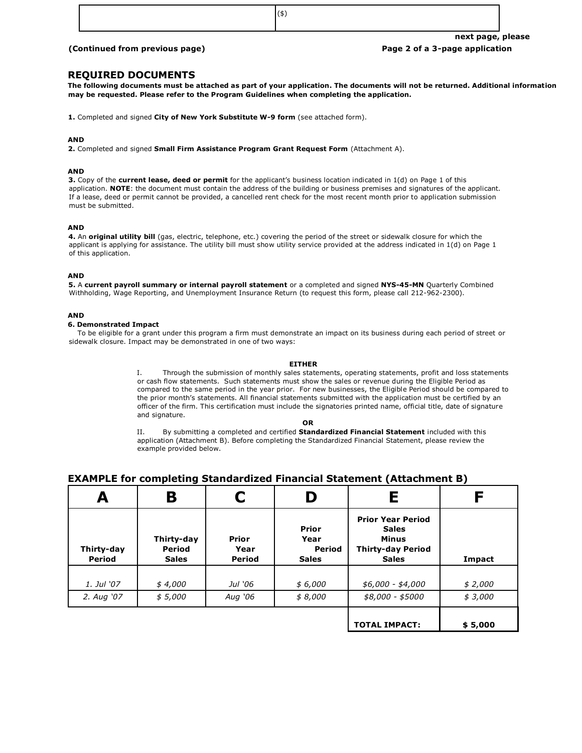| | ($) |
|---|---|

next page, please

(Continued from previous page)

## REQUIRED DOCUMENTS

**The following documents must be attached as part of your application. The documents will not be returned. Additional information may be requested. Please refer to the Program Guidelines when completing the application.**

**1.** Completed and signed **City of New York Substitute W-9 form** (see attached form).

**AND**

**2.** Completed and signed **Small Firm Assistance Program Grant Request Form** (Attachment A).

**AND**

**3.** Copy of the **current lease, deed or permit** for the applicant's business location indicated in 1(d) on Page 1 of this application. **NOTE**: the document must contain the address of the building or business premises and signatures of the applicant. If a lease, deed or permit cannot be provided, a cancelled rent check for the most recent month prior to application submission must be submitted.

**AND**

**4.** An **original utility bill** (gas, electric, telephone, etc.) covering the period of the street or sidewalk closure for which the applicant is applying for assistance. The utility bill must show utility service provided at the address indicated in 1(d) on Page 1 of this application.

**AND**

**5.** A **current payroll summary or internal payroll statement** or a completed and signed **NYS-45-MN** Quarterly Combined Withholding, Wage Reporting, and Unemployment Insurance Return (to request this form, please call 212-962-2300).

**AND**

**6. Demonstrated Impact**

To be eligible for a grant under this program a firm must demonstrate an impact on its business during each period of street or sidewalk closure. Impact may be demonstrated in one of two ways:

**EITHER**

I. Through the submission of monthly sales statements, operating statements, profit and loss statements or cash flow statements. Such statements must show the sales or revenue during the Eligible Period as compared to the same period in the year prior. For new businesses, the Eligible Period should be compared to the prior month's statements. All financial statements submitted with the application must be certified by an officer of the firm. This certification must include the signatories printed name, official title, date of signature and signature.

**OR**

II. By submitting a completed and certified **Standardized Financial Statement** included with this application (Attachment B). Before completing the Standardized Financial Statement, please review the example provided below.

## EXAMPLE for completing Standardized Financial Statement (Attachment B)

| A | B | C | D | E | F |
|---|---|---|---|---|---|
| **Thirty-day Period** | **Thirty-day Period Sales** | **Prior Year Period** | **Prior Year Period Sales** | **Prior Year Period Sales Minus Thirty-day Period Sales** | **Impact** |
| *1. Jul '07* | *$ 4,000* | *Jul '06* | *$ 6,000* | *$6,000 - $4,000* | *$ 2,000* |
| *2. Aug '07* | *$ 5,000* | *Aug '06* | *$ 8,000* | *$8,000 - $5000* | *$ 3,000* |
| | | | | **TOTAL IMPACT:** | **$ 5,000** |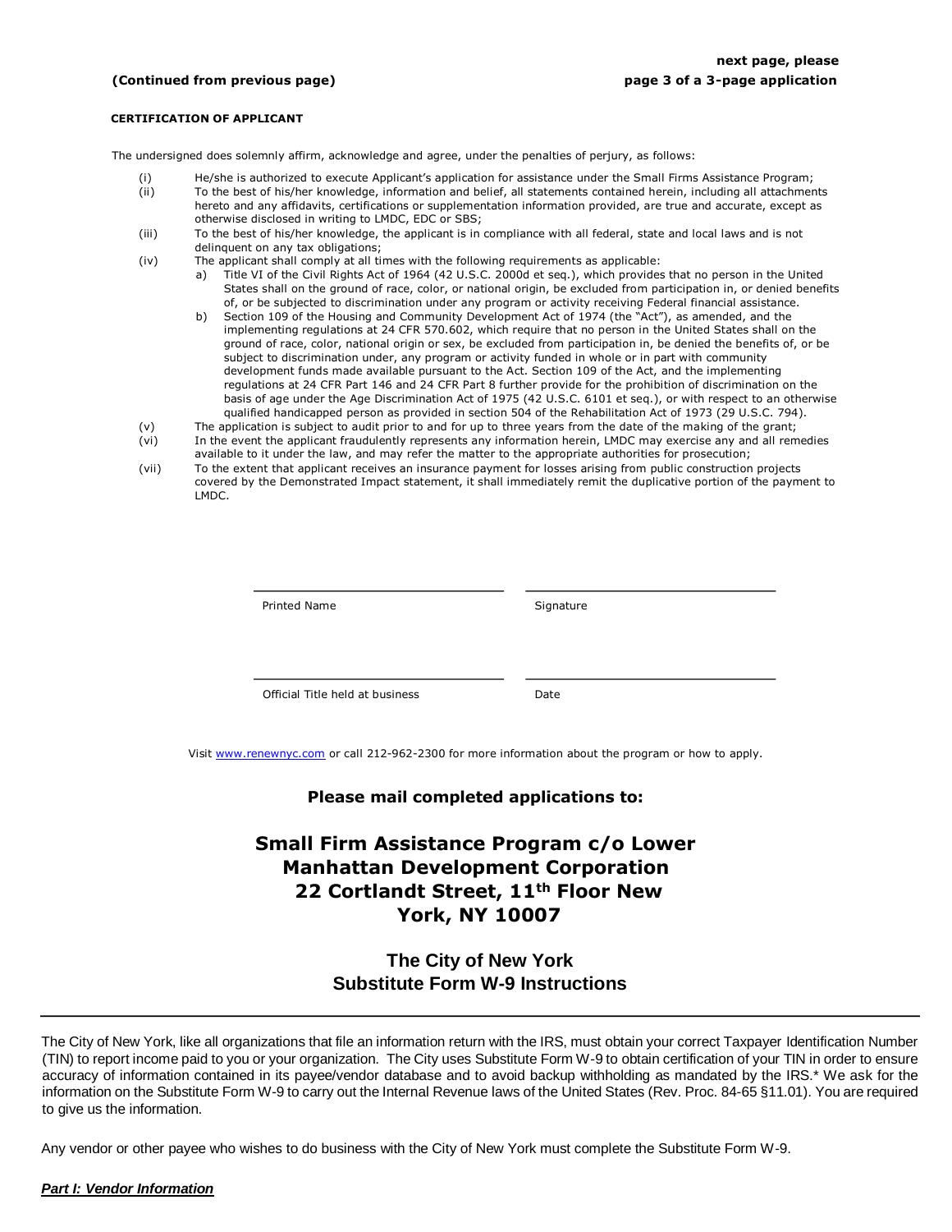**(Continued from previous page)**

**next page, please**

**page 3 of a 3-page application**

**CERTIFICATION OF APPLICANT**

The undersigned does solemnly affirm, acknowledge and agree, under the penalties of perjury, as follows:

(i) He/she is authorized to execute Applicant's application for assistance under the Small Firms Assistance Program;

(ii) To the best of his/her knowledge, information and belief, all statements contained herein, including all attachments hereto and any affidavits, certifications or supplementation information provided, are true and accurate, except as otherwise disclosed in writing to LMDC, EDC or SBS;

(iii) To the best of his/her knowledge, the applicant is in compliance with all federal, state and local laws and is not delinquent on any tax obligations;

(iv) The applicant shall comply at all times with the following requirements as applicable:

a) Title VI of the Civil Rights Act of 1964 (42 U.S.C. 2000d et seq.), which provides that no person in the United States shall on the ground of race, color, or national origin, be excluded from participation in, or denied benefits of, or be subjected to discrimination under any program or activity receiving Federal financial assistance.

b) Section 109 of the Housing and Community Development Act of 1974 (the "Act"), as amended, and the implementing regulations at 24 CFR 570.602, which require that no person in the United States shall on the ground of race, color, national origin or sex, be excluded from participation in, be denied the benefits of, or be subject to discrimination under, any program or activity funded in whole or in part with community development funds made available pursuant to the Act. Section 109 of the Act, and the implementing regulations at 24 CFR Part 146 and 24 CFR Part 8 further provide for the prohibition of discrimination on the basis of age under the Age Discrimination Act of 1975 (42 U.S.C. 6101 et seq.), or with respect to an otherwise qualified handicapped person as provided in section 504 of the Rehabilitation Act of 1973 (29 U.S.C. 794).

(v) The application is subject to audit prior to and for up to three years from the date of the making of the grant;

(vi) In the event the applicant fraudulently represents any information herein, LMDC may exercise any and all remedies available to it under the law, and may refer the matter to the appropriate authorities for prosecution;

(vii) To the extent that applicant receives an insurance payment for losses arising from public construction projects covered by the Demonstrated Impact statement, it shall immediately remit the duplicative portion of the payment to LMDC.

| ______________________________ | ______________________________ |
|---|---|
| Printed Name | Signature |
| ______________________________ | ______________________________ |
| Official Title held at business | Date |

Visit www.renewnyc.com or call 212-962-2300 for more information about the program or how to apply.

**Please mail completed applications to:**

**Small Firm Assistance Program c/o Lower Manhattan Development Corporation 22 Cortlandt Street, 11th Floor New York, NY 10007**

## The City of New York
## Substitute Form W-9 Instructions

The City of New York, like all organizations that file an information return with the IRS, must obtain your correct Taxpayer Identification Number (TIN) to report income paid to you or your organization. The City uses Substitute Form W-9 to obtain certification of your TIN in order to ensure accuracy of information contained in its payee/vendor database and to avoid backup withholding as mandated by the IRS.* We ask for the information on the Substitute Form W-9 to carry out the Internal Revenue laws of the United States (Rev. Proc. 84-65 §11.01). You are required to give us the information.

Any vendor or other payee who wishes to do business with the City of New York must complete the Substitute Form W-9.

***Part I: Vendor Information***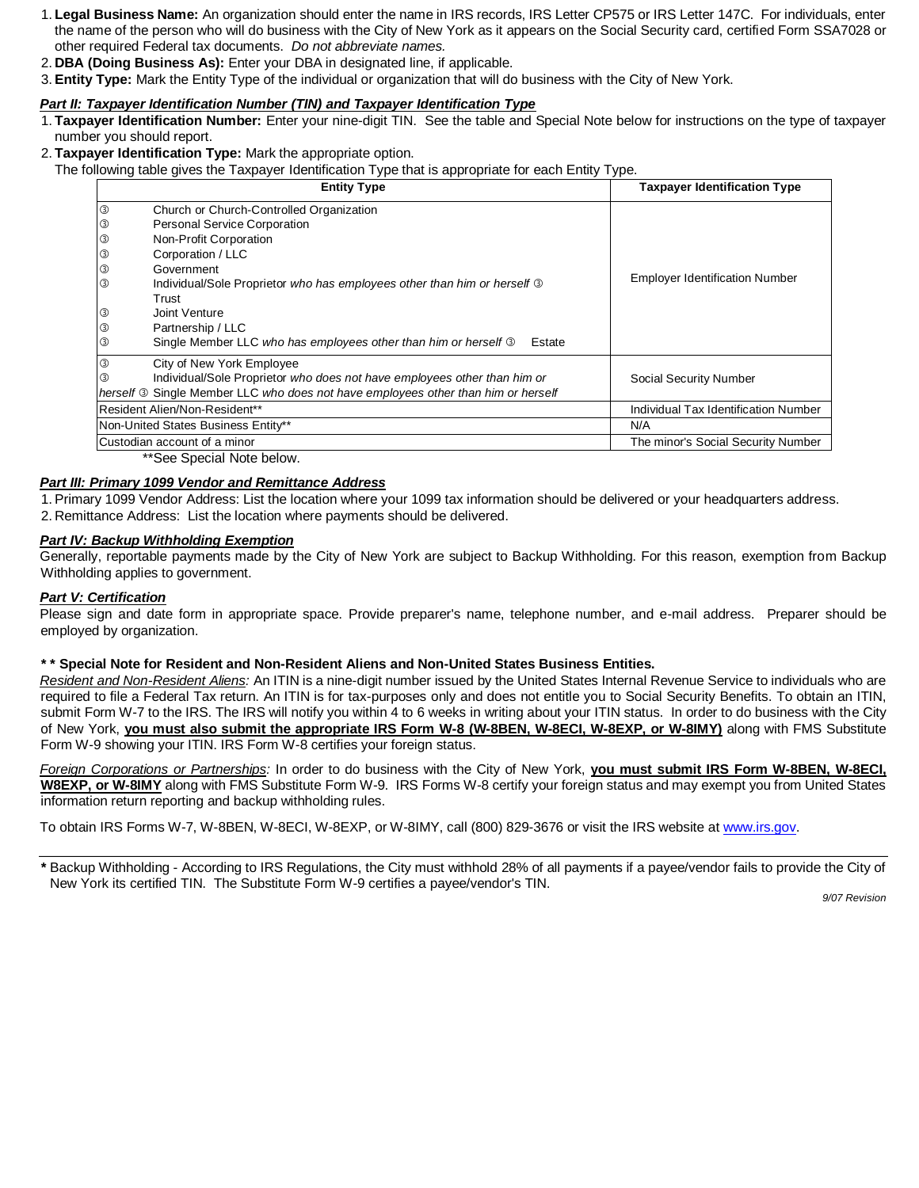1. **Legal Business Name:** An organization should enter the name in IRS records, IRS Letter CP575 or IRS Letter 147C. For individuals, enter the name of the person who will do business with the City of New York as it appears on the Social Security card, certified Form SSA7028 or other required Federal tax documents. *Do not abbreviate names.*
2. **DBA (Doing Business As):** Enter your DBA in designated line, if applicable.
3. **Entity Type:** Mark the Entity Type of the individual or organization that will do business with the City of New York.

***Part II: Taxpayer Identification Number (TIN) and Taxpayer Identification Type***

1. **Taxpayer Identification Number:** Enter your nine-digit TIN. See the table and Special Note below for instructions on the type of taxpayer number you should report.
2. **Taxpayer Identification Type:** Mark the appropriate option.

The following table gives the Taxpayer Identification Type that is appropriate for each Entity Type.

| Entity Type | Taxpayer Identification Type |
|---|---|
| ③ Church or Church-Controlled Organization<br>③ Personal Service Corporation<br>③ Non-Profit Corporation<br>③ Corporation / LLC<br>③ Government<br>③ Individual/Sole Proprietor *who has employees other than him or herself* ③ Trust<br>③ Joint Venture<br>③ Partnership / LLC<br>③ Single Member LLC *who has employees other than him or herself* ③ Estate | Employer Identification Number |
| ③ City of New York Employee<br>③ Individual/Sole Proprietor *who does not have employees other than him or herself* ③ Single Member LLC *who does not have employees other than him or herself* | Social Security Number |
| Resident Alien/Non-Resident** | Individual Tax Identification Number |
| Non-United States Business Entity** | N/A |
| Custodian account of a minor | The minor's Social Security Number |

**See Special Note below.

***Part III: Primary 1099 Vendor and Remittance Address***

1. Primary 1099 Vendor Address: List the location where your 1099 tax information should be delivered or your headquarters address.
2. Remittance Address: List the location where payments should be delivered.

***Part IV: Backup Withholding Exemption***

Generally, reportable payments made by the City of New York are subject to Backup Withholding. For this reason, exemption from Backup Withholding applies to government.

***Part V: Certification***

Please sign and date form in appropriate space. Provide preparer's name, telephone number, and e-mail address. Preparer should be employed by organization.

**\* \* Special Note for Resident and Non-Resident Aliens and Non-United States Business Entities.**

*Resident and Non-Resident Aliens:* An ITIN is a nine-digit number issued by the United States Internal Revenue Service to individuals who are required to file a Federal Tax return. An ITIN is for tax-purposes only and does not entitle you to Social Security Benefits. To obtain an ITIN, submit Form W-7 to the IRS. The IRS will notify you within 4 to 6 weeks in writing about your ITIN status. In order to do business with the City of New York, **you must also submit the appropriate IRS Form W-8 (W-8BEN, W-8ECI, W-8EXP, or W-8IMY)** along with FMS Substitute Form W-9 showing your ITIN. IRS Form W-8 certifies your foreign status.

*Foreign Corporations or Partnerships:* In order to do business with the City of New York, **you must submit IRS Form W-8BEN, W-8ECI, W8EXP, or W-8IMY** along with FMS Substitute Form W-9. IRS Forms W-8 certify your foreign status and may exempt you from United States information return reporting and backup withholding rules.

To obtain IRS Forms W-7, W-8BEN, W-8ECI, W-8EXP, or W-8IMY, call (800) 829-3676 or visit the IRS website at www.irs.gov.

**\*** Backup Withholding - According to IRS Regulations, the City must withhold 28% of all payments if a payee/vendor fails to provide the City of New York its certified TIN. The Substitute Form W-9 certifies a payee/vendor's TIN.

*9/07 Revision*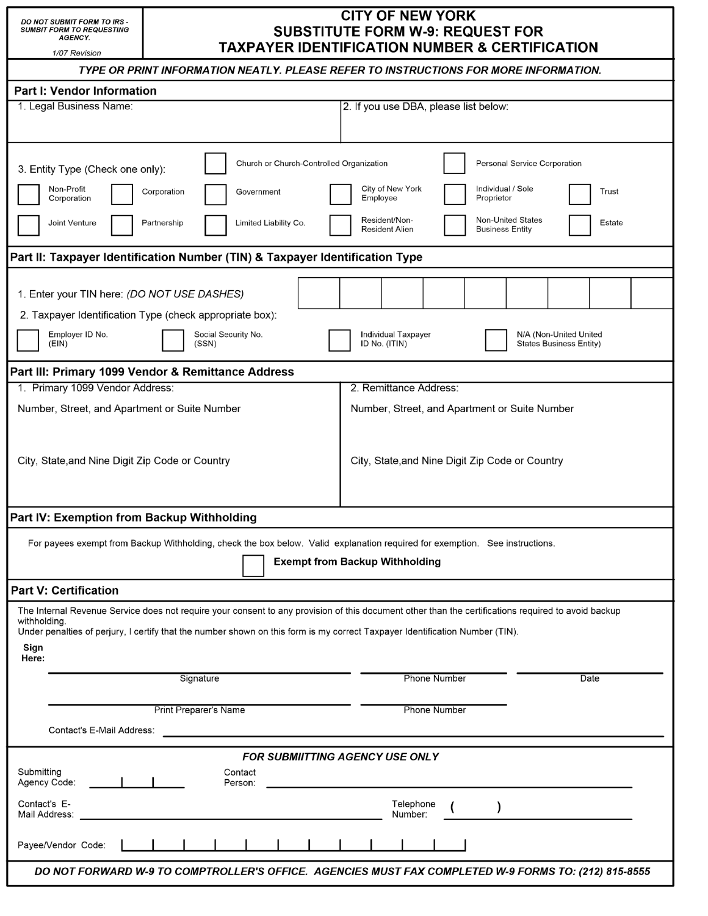DO NOT SUBMIT FORM TO IRS - SUMBIT FORM TO REQUESTING AGENCY.

1/07 Revision

# CITY OF NEW YORK
# SUBSTITUTE FORM W-9: REQUEST FOR TAXPAYER IDENTIFICATION NUMBER & CERTIFICATION

*TYPE OR PRINT INFORMATION NEATLY. PLEASE REFER TO INSTRUCTIONS FOR MORE INFORMATION.*

## Part I: Vendor Information

| 1. Legal Business Name: | 2. If you use DBA, please list below: |
| --- | --- |
| | |

3. Entity Type (Check one only):

- ☐ Church or Church-Controlled Organization
- ☐ Personal Service Corporation
- ☐ Non-Profit Corporation
- ☐ Corporation
- ☐ Government
- ☐ City of New York Employee
- ☐ Individual / Sole Proprietor
- ☐ Trust
- ☐ Joint Venture
- ☐ Partnership
- ☐ Limited Liability Co.
- ☐ Resident/Non-Resident Alien
- ☐ Non-United States Business Entity
- ☐ Estate

## Part II: Taxpayer Identification Number (TIN) & Taxpayer Identification Type

1. Enter your TIN here: *(DO NOT USE DASHES)*

| | | | | | | | | |
| --- | --- | --- | --- | --- | --- | --- | --- | --- |
| | | | | | | | | |

2. Taxpayer Identification Type (check appropriate box):

- ☐ Employer ID No. (EIN)
- ☐ Social Security No. (SSN)
- ☐ Individual Taxpayer ID No. (ITIN)
- ☐ N/A (Non-United United States Business Entity)

## Part III: Primary 1099 Vendor & Remittance Address

| 1. Primary 1099 Vendor Address: | 2. Remittance Address: |
| --- | --- |
| Number, Street, and Apartment or Suite Number | Number, Street, and Apartment or Suite Number |
| City, State,and Nine Digit Zip Code or Country | City, State,and Nine Digit Zip Code or Country |

## Part IV: Exemption from Backup Withholding

For payees exempt from Backup Withholding, check the box below. Valid explanation required for exemption. See instructions.

☐ **Exempt from Backup Withholding**

## Part V: Certification

The Internal Revenue Service does not require your consent to any provision of this document other than the certifications required to avoid backup withholding.

Under penalties of perjury, I certify that the number shown on this form is my correct Taxpayer Identification Number (TIN).

**Sign Here:**

Signature ____________________ Phone Number ____________________ Date ____________________

Print Preparer's Name ____________________ Phone Number ____________________

Contact's E-Mail Address: ____________________

### *FOR SUBMIITTING AGENCY USE ONLY*

Submitting Agency Code: ______ Contact Person: ____________________

Contact's E-Mail Address: ____________________ Telephone Number: ( ) ____________________

Payee/Vendor Code: ____________________

***DO NOT FORWARD W-9 TO COMPTROLLER'S OFFICE. AGENCIES MUST FAX COMPLETED W-9 FORMS TO: (212) 815-8555***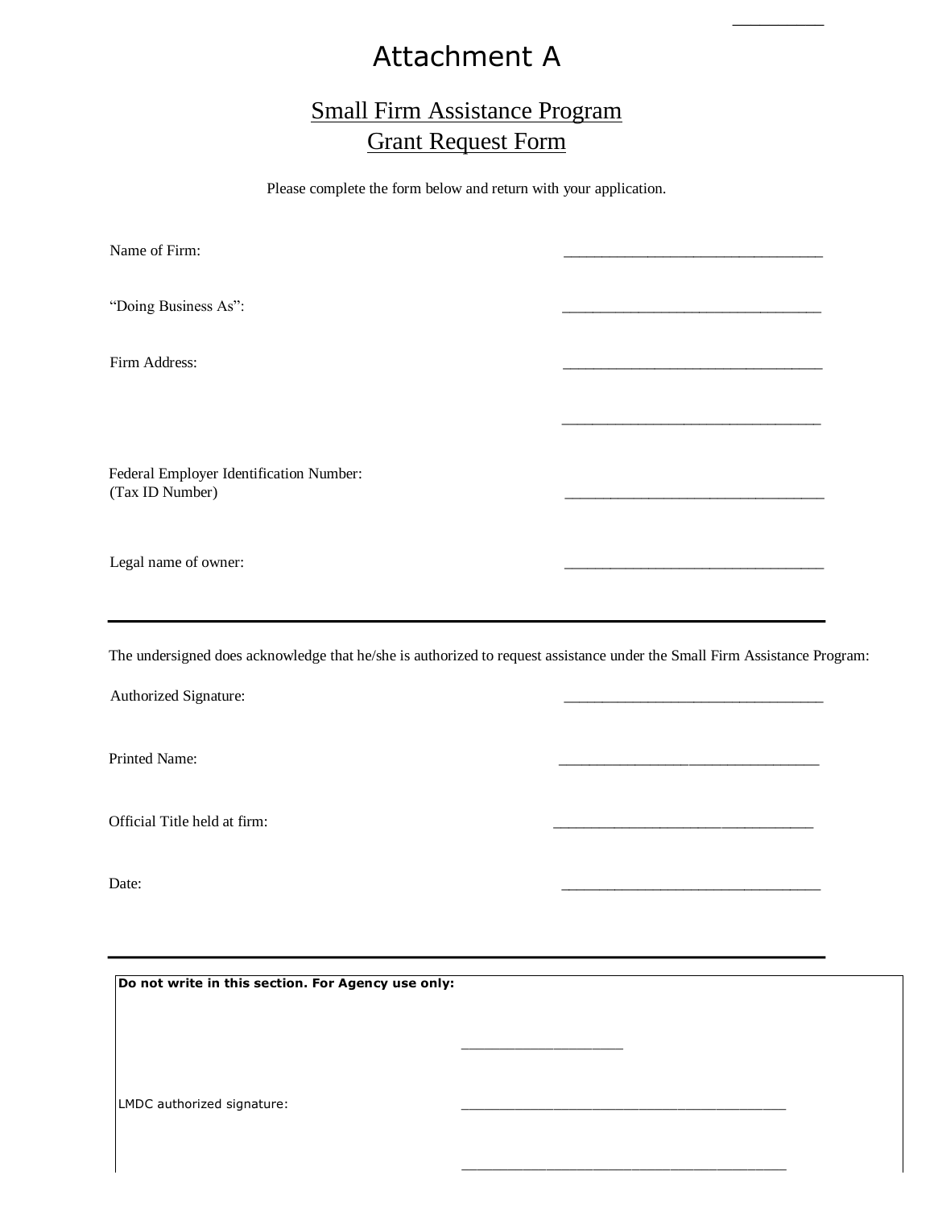# Attachment A

## Small Firm Assistance Program
## Grant Request Form

Please complete the form below and return with your application.

Name of Firm: ________________________________

“Doing Business As”: ________________________________

Firm Address: ________________________________

________________________________

Federal Employer Identification Number:
(Tax ID Number) ________________________________

Legal name of owner: ________________________________

---

The undersigned does acknowledge that he/she is authorized to request assistance under the Small Firm Assistance Program:

Authorized Signature: ________________________________

Printed Name: ________________________________

Official Title held at firm: ________________________________

Date: ________________________________

---

**Do not write in this section. For Agency use only:**

____________________

LMDC authorized signature: ________________________________________

________________________________________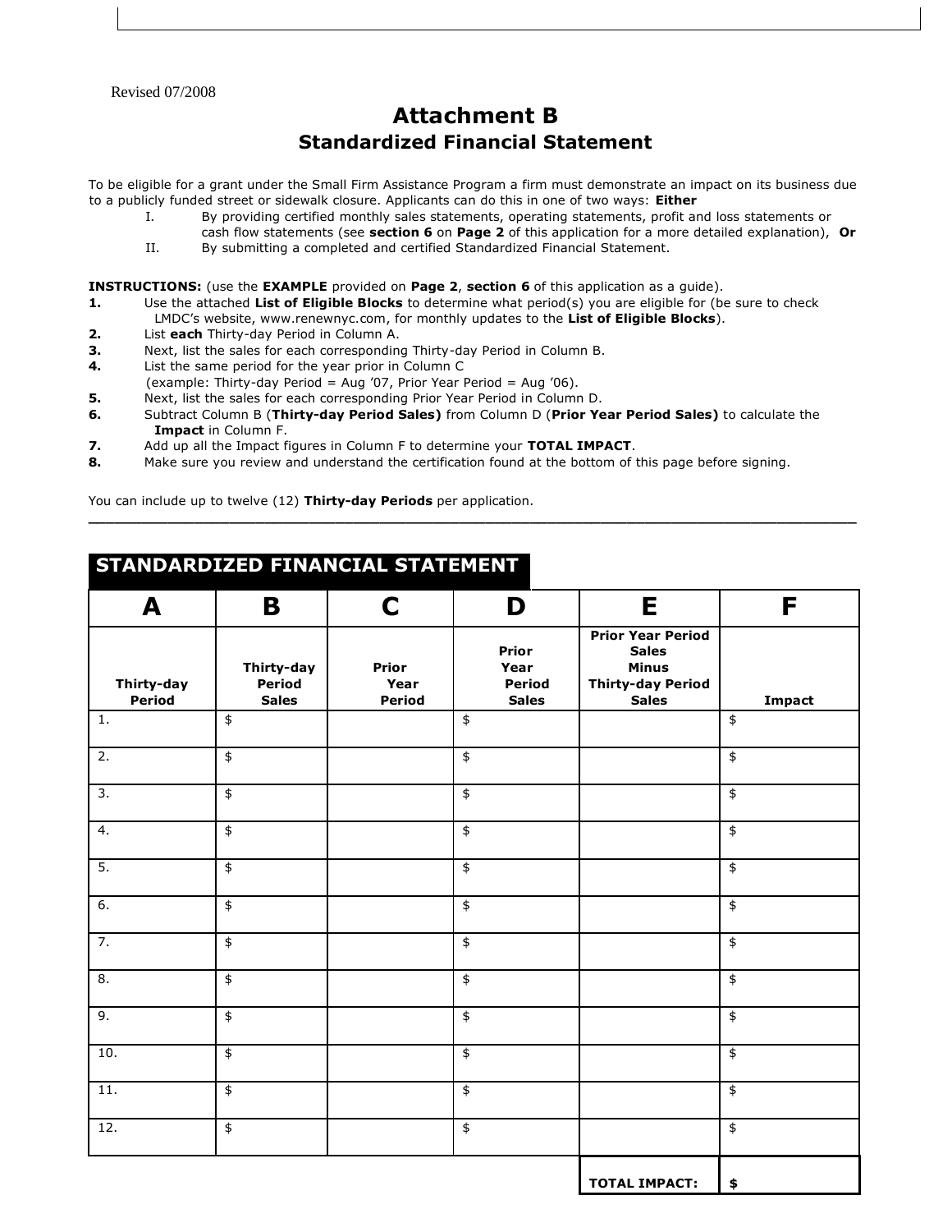Revised 07/2008

# Attachment B

## Standardized Financial Statement

To be eligible for a grant under the Small Firm Assistance Program a firm must demonstrate an impact on its business due to a publicly funded street or sidewalk closure. Applicants can do this in one of two ways: **Either**

I. By providing certified monthly sales statements, operating statements, profit and loss statements or cash flow statements (see **section 6** on **Page 2** of this application for a more detailed explanation), **Or**

II. By submitting a completed and certified Standardized Financial Statement.

**INSTRUCTIONS:** (use the **EXAMPLE** provided on **Page 2**, **section 6** of this application as a guide).

1. Use the attached **List of Eligible Blocks** to determine what period(s) you are eligible for (be sure to check LMDC's website, www.renewnyc.com, for monthly updates to the **List of Eligible Blocks**).
2. List **each** Thirty-day Period in Column A.
3. Next, list the sales for each corresponding Thirty-day Period in Column B.
4. List the same period for the year prior in Column C (example: Thirty-day Period = Aug '07, Prior Year Period = Aug '06).
5. Next, list the sales for each corresponding Prior Year Period in Column D.
6. Subtract Column B (**Thirty-day Period Sales)** from Column D (**Prior Year Period Sales)** to calculate the **Impact** in Column F.
7. Add up all the Impact figures in Column F to determine your **TOTAL IMPACT**.
8. Make sure you review and understand the certification found at the bottom of this page before signing.

You can include up to twelve (12) **Thirty-day Periods** per application.

---

## STANDARDIZED FINANCIAL STATEMENT

| A | B | C | D | E | F |
|---|---|---|---|---|---|
| **Thirty-day Period** | **Thirty-day Period Sales** | **Prior Year Period** | **Prior Year Period Sales** | **Prior Year Period Sales Minus Thirty-day Period Sales** | **Impact** |
| 1. | $ | | $ | | $ |
| 2. | $ | | $ | | $ |
| 3. | $ | | $ | | $ |
| 4. | $ | | $ | | $ |
| 5. | $ | | $ | | $ |
| 6. | $ | | $ | | $ |
| 7. | $ | | $ | | $ |
| 8. | $ | | $ | | $ |
| 9. | $ | | $ | | $ |
| 10. | $ | | $ | | $ |
| 11. | $ | | $ | | $ |
| 12. | $ | | $ | | $ |
| | | | | **TOTAL IMPACT:** | **$** |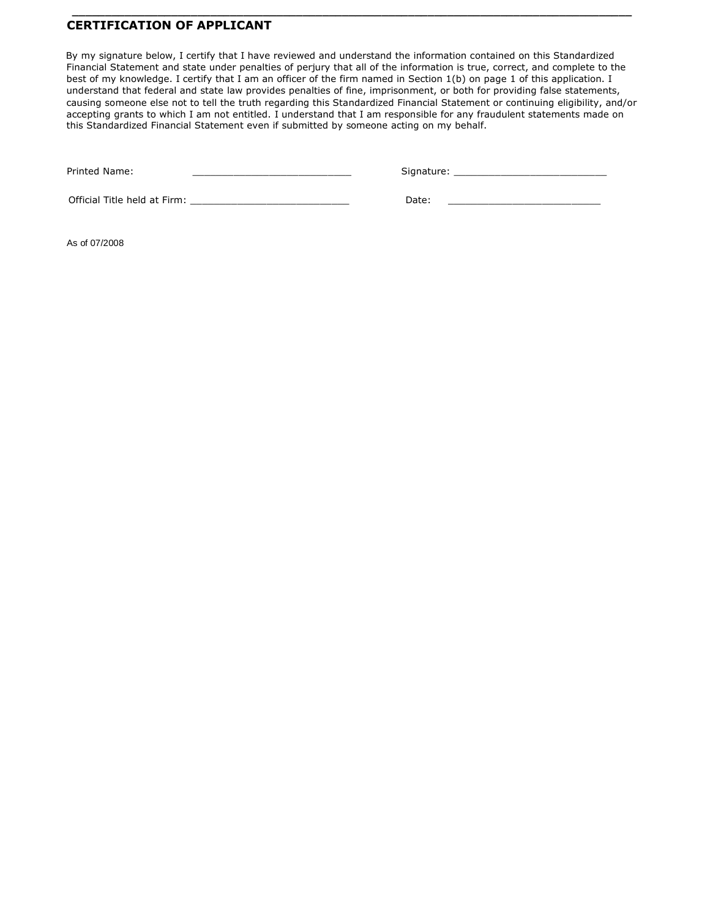## CERTIFICATION OF APPLICANT

By my signature below, I certify that I have reviewed and understand the information contained on this Standardized Financial Statement and state under penalties of perjury that all of the information is true, correct, and complete to the best of my knowledge. I certify that I am an officer of the firm named in Section 1(b) on page 1 of this application. I understand that federal and state law provides penalties of fine, imprisonment, or both for providing false statements, causing someone else not to tell the truth regarding this Standardized Financial Statement or continuing eligibility, and/or accepting grants to which I am not entitled. I understand that I am responsible for any fraudulent statements made on this Standardized Financial Statement even if submitted by someone acting on my behalf.

Printed Name: ___________________________ Signature: ___________________________

Official Title held at Firm: ___________________________ Date: ___________________________

As of 07/2008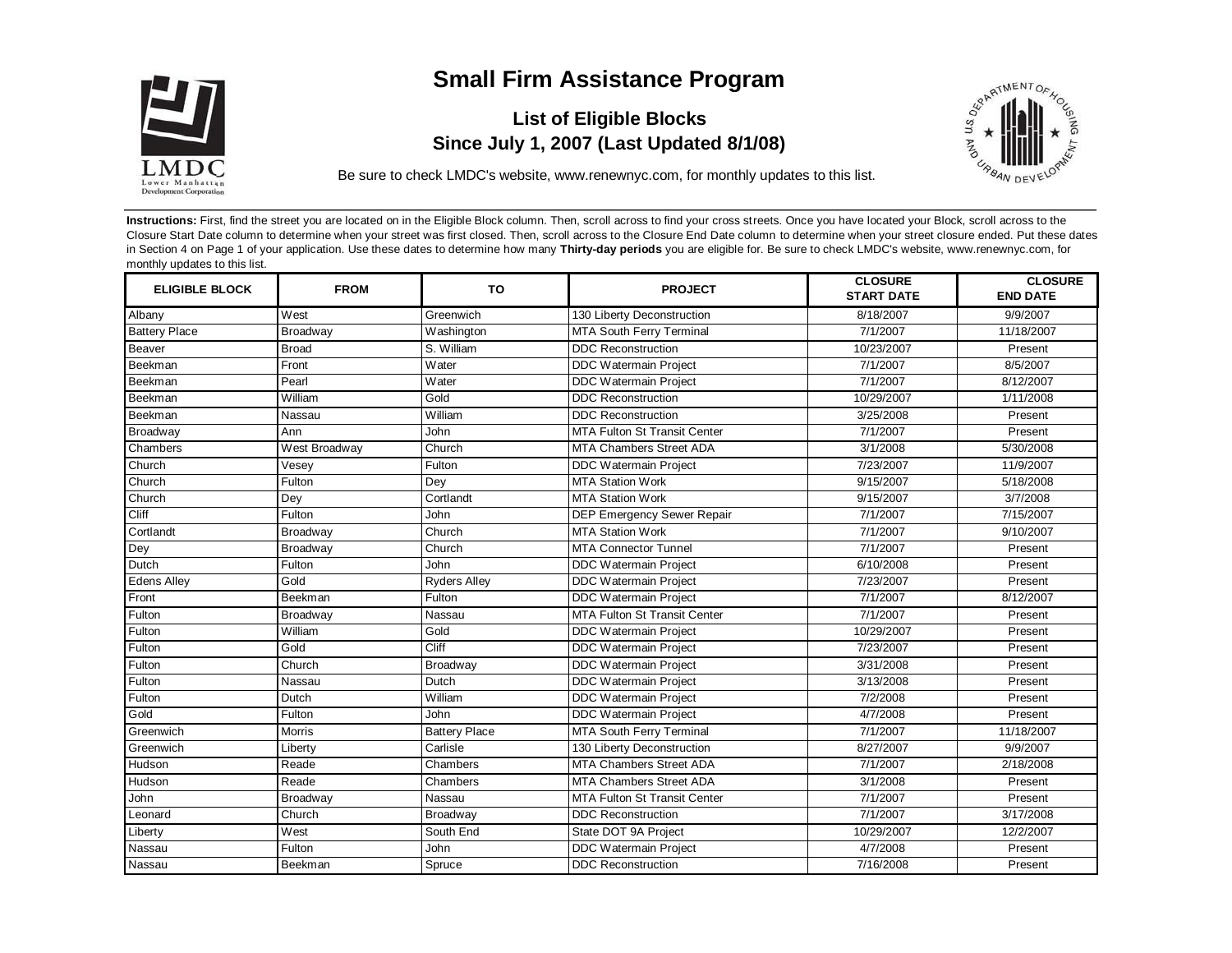# Small Firm Assistance Program

## List of Eligible Blocks

## Since July 1, 2007 (Last Updated 8/1/08)

Be sure to check LMDC's website, www.renewnyc.com, for monthly updates to this list.

**Instructions:** First, find the street you are located on in the Eligible Block column. Then, scroll across to find your cross streets. Once you have located your Block, scroll across to the Closure Start Date column to determine when your street was first closed. Then, scroll across to the Closure End Date column to determine when your street closure ended. Put these dates in Section 4 on Page 1 of your application. Use these dates to determine how many **Thirty-day periods** you are eligible for. Be sure to check LMDC's website, www.renewnyc.com, for monthly updates to this list.

| ELIGIBLE BLOCK | FROM | TO | PROJECT | CLOSURE START DATE | CLOSURE END DATE |
|---|---|---|---|---|---|
| Albany | West | Greenwich | 130 Liberty Deconstruction | 8/18/2007 | 9/9/2007 |
| Battery Place | Broadway | Washington | MTA South Ferry Terminal | 7/1/2007 | 11/18/2007 |
| Beaver | Broad | S. William | DDC Reconstruction | 10/23/2007 | Present |
| Beekman | Front | Water | DDC Watermain Project | 7/1/2007 | 8/5/2007 |
| Beekman | Pearl | Water | DDC Watermain Project | 7/1/2007 | 8/12/2007 |
| Beekman | William | Gold | DDC Reconstruction | 10/29/2007 | 1/11/2008 |
| Beekman | Nassau | William | DDC Reconstruction | 3/25/2008 | Present |
| Broadway | Ann | John | MTA Fulton St Transit Center | 7/1/2007 | Present |
| Chambers | West Broadway | Church | MTA Chambers Street ADA | 3/1/2008 | 5/30/2008 |
| Church | Vesey | Fulton | DDC Watermain Project | 7/23/2007 | 11/9/2007 |
| Church | Fulton | Dey | MTA Station Work | 9/15/2007 | 5/18/2008 |
| Church | Dey | Cortlandt | MTA Station Work | 9/15/2007 | 3/7/2008 |
| Cliff | Fulton | John | DEP Emergency Sewer Repair | 7/1/2007 | 7/15/2007 |
| Cortlandt | Broadway | Church | MTA Station Work | 7/1/2007 | 9/10/2007 |
| Dey | Broadway | Church | MTA Connector Tunnel | 7/1/2007 | Present |
| Dutch | Fulton | John | DDC Watermain Project | 6/10/2008 | Present |
| Edens Alley | Gold | Ryders Alley | DDC Watermain Project | 7/23/2007 | Present |
| Front | Beekman | Fulton | DDC Watermain Project | 7/1/2007 | 8/12/2007 |
| Fulton | Broadway | Nassau | MTA Fulton St Transit Center | 7/1/2007 | Present |
| Fulton | William | Gold | DDC Watermain Project | 10/29/2007 | Present |
| Fulton | Gold | Cliff | DDC Watermain Project | 7/23/2007 | Present |
| Fulton | Church | Broadway | DDC Watermain Project | 3/31/2008 | Present |
| Fulton | Nassau | Dutch | DDC Watermain Project | 3/13/2008 | Present |
| Fulton | Dutch | William | DDC Watermain Project | 7/2/2008 | Present |
| Gold | Fulton | John | DDC Watermain Project | 4/7/2008 | Present |
| Greenwich | Morris | Battery Place | MTA South Ferry Terminal | 7/1/2007 | 11/18/2007 |
| Greenwich | Liberty | Carlisle | 130 Liberty Deconstruction | 8/27/2007 | 9/9/2007 |
| Hudson | Reade | Chambers | MTA Chambers Street ADA | 7/1/2007 | 2/18/2008 |
| Hudson | Reade | Chambers | MTA Chambers Street ADA | 3/1/2008 | Present |
| John | Broadway | Nassau | MTA Fulton St Transit Center | 7/1/2007 | Present |
| Leonard | Church | Broadway | DDC Reconstruction | 7/1/2007 | 3/17/2008 |
| Liberty | West | South End | State DOT 9A Project | 10/29/2007 | 12/2/2007 |
| Nassau | Fulton | John | DDC Watermain Project | 4/7/2008 | Present |
| Nassau | Beekman | Spruce | DDC Reconstruction | 7/16/2008 | Present |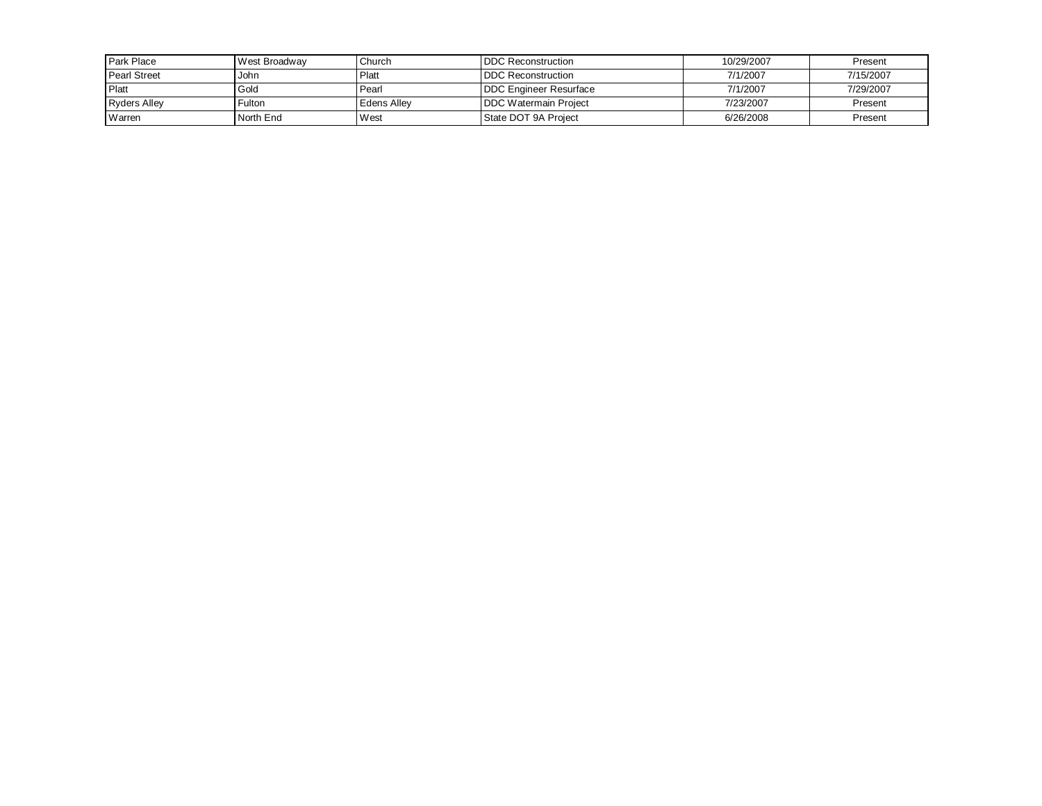| | | | | | |
|---|---|---|---|---|---|
| Park Place | West Broadway | Church | DDC Reconstruction | 10/29/2007 | Present |
| Pearl Street | John | Platt | DDC Reconstruction | 7/1/2007 | 7/15/2007 |
| Platt | Gold | Pearl | DDC Engineer Resurface | 7/1/2007 | 7/29/2007 |
| Ryders Alley | Fulton | Edens Alley | DDC Watermain Project | 7/23/2007 | Present |
| Warren | North End | West | State DOT 9A Project | 6/26/2008 | Present |